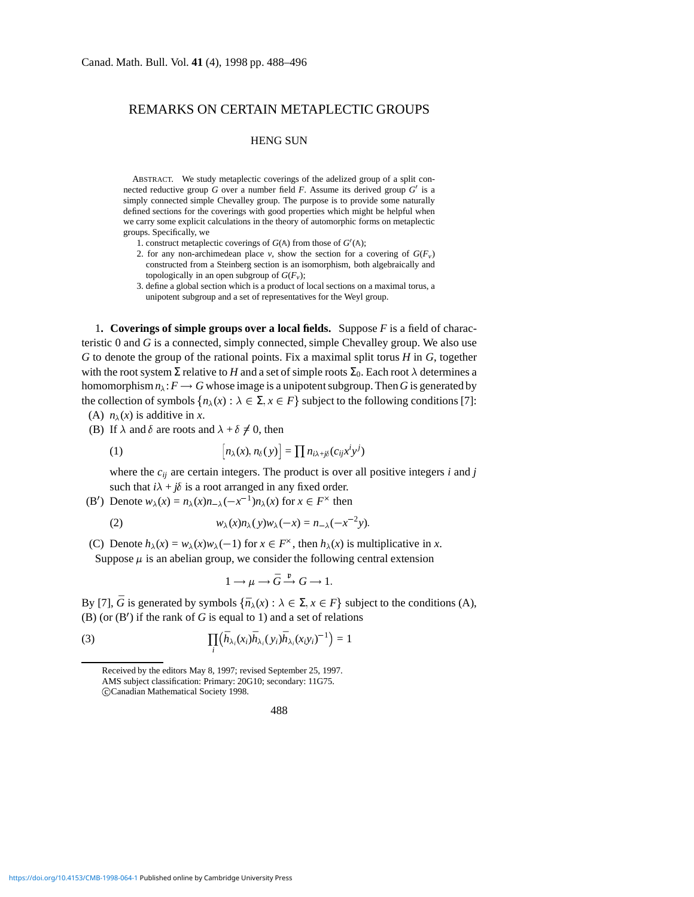# REMARKS ON CERTAIN METAPLECTIC GROUPS

HENG SUN

ABSTRACT. We study metaplectic coverings of the adelized group of a split connected reductive group $G$ over a number field $F$. Assume its derived group $G'$ is a simply connected simple Chevalley group. The purpose is to provide some naturally defined sections for the coverings with good properties which might be helpful when we carry some explicit calculations in the theory of automorphic forms on metaplectic groups. Specifically, we

1. construct metaplectic coverings of $G(\mathbb{A})$ from those of $G'(\mathbb{A})$;
2. for any non-archimedean place $v$, show the section for a covering of $G(F_v)$ constructed from a Steinberg section is an isomorphism, both algebraically and topologically in an open subgroup of $G(F_v)$;
3. define a global section which is a product of local sections on a maximal torus, a unipotent subgroup and a set of representatives for the Weyl group.

1**. Coverings of simple groups over a local fields.** Suppose $F$ is a field of characteristic 0 and $G$ is a connected, simply connected, simple Chevalley group. We also use $G$ to denote the group of the rational points. Fix a maximal split torus $H$ in $G$, together with the root system $\Sigma$ relative to $H$ and a set of simple roots $\Sigma_0$. Each root $\lambda$ determines a homomorphism $n_\lambda\colon F \longrightarrow G$ whose image is a unipotent subgroup. Then $G$ is generated by the collection of symbols $\{n_\lambda(x) : \lambda \in \Sigma, x \in F\}$ subject to the following conditions [7]:

(A) $n_\lambda(x)$ is additive in $x$.

(B) If $\lambda$ and $\delta$ are roots and $\lambda + \delta \neq 0$, then

$$[n_\lambda(x), n_\delta(y)] = \prod n_{i\lambda+j\delta}(c_{ij}x^i y^j) \tag{1}$$

where the $c_{ij}$ are certain integers. The product is over all positive integers $i$ and $j$ such that $i\lambda + j\delta$ is a root arranged in any fixed order.

(B′) Denote $w_\lambda(x) = n_\lambda(x)n_{-\lambda}(-x^{-1})n_\lambda(x)$ for $x \in F^\times$ then

$$w_\lambda(x)n_\lambda(y)w_\lambda(-x) = n_{-\lambda}(-x^{-2}y). \tag{2}$$

(C) Denote $h_\lambda(x) = w_\lambda(x)w_\lambda(-1)$ for $x \in F^\times$, then $h_\lambda(x)$ is multiplicative in $x$.

Suppose $\mu$ is an abelian group, we consider the following central extension

$$1 \longrightarrow \mu \longrightarrow \bar{G} \xrightarrow{\mathfrak{p}} G \longrightarrow 1.$$

By [7], $\bar{G}$ is generated by symbols $\{\bar{n}_\lambda(x) : \lambda \in \Sigma, x \in F\}$ subject to the conditions (A), (B) (or (B′) if the rank of $G$ is equal to 1) and a set of relations

$$\prod_i \left(\bar{h}_{\lambda_i}(x_i)\bar{h}_{\lambda_i}(y_i)\bar{h}_{\lambda_i}(x_i y_i)^{-1}\right) = 1 \tag{3}$$

Received by the editors May 8, 1997; revised September 25, 1997.
AMS subject classification: Primary: 20G10; secondary: 11G75.
©Canadian Mathematical Society 1998.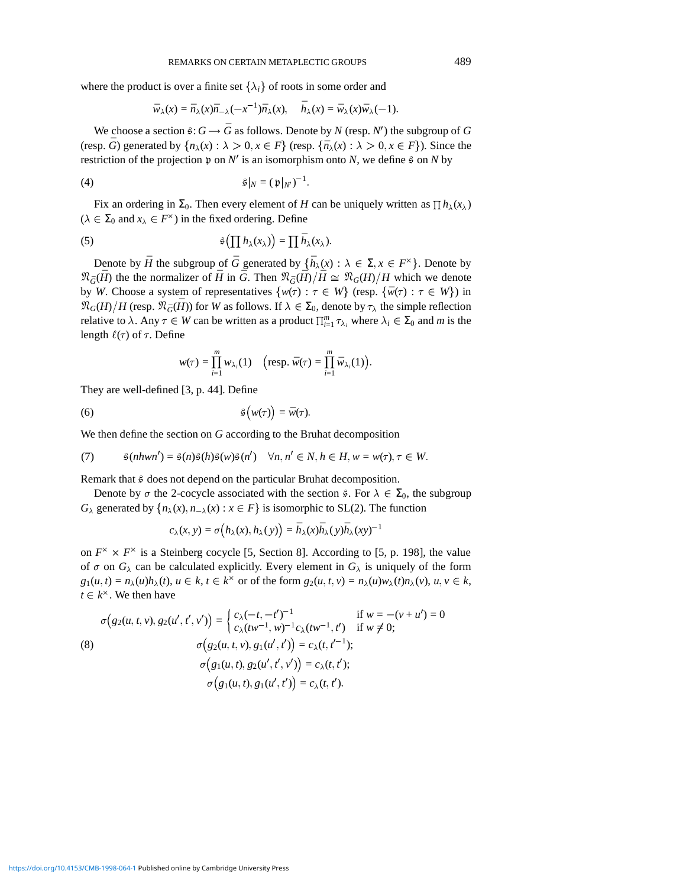where the product is over a finite set $\{\lambda_i\}$ of roots in some order and

$$\bar{w}_\lambda(x) = \bar{n}_\lambda(x)\bar{n}_{-\lambda}(-x^{-1})\bar{n}_\lambda(x), \quad \bar{h}_\lambda(x) = \bar{w}_\lambda(x)\bar{w}_\lambda(-1).$$

We choose a section $\mathfrak{s}\colon G \longrightarrow \bar{G}$ as follows. Denote by $N$ (resp. $N'$) the subgroup of $G$ (resp. $\bar{G}$) generated by $\{n_\lambda(x) : \lambda > 0, x \in F\}$ (resp. $\{\bar{n}_\lambda(x) : \lambda > 0, x \in F\}$). Since the restriction of the projection $\mathfrak{p}$ on $N'$ is an isomorphism onto $N$, we define $\mathfrak{s}$ on $N$ by

$$\mathfrak{s}|_N = (\mathfrak{p}|_{N'})^{-1}. \tag{4}$$

Fix an ordering in $\Sigma_0$. Then every element of $H$ can be uniquely written as $\prod h_\lambda(x_\lambda)$ ($\lambda \in \Sigma_0$ and $x_\lambda \in F^\times$) in the fixed ordering. Define

$$\mathfrak{s}\Big(\prod h_\lambda(x_\lambda)\Big) = \prod \bar{h}_\lambda(x_\lambda). \tag{5}$$

Denote by $\bar{H}$ the subgroup of $\bar{G}$ generated by $\{\bar{h}_\lambda(x) : \lambda \in \Sigma, x \in F^\times\}$. Denote by $\mathfrak{N}_{\bar{G}}(\bar{H})$ the the normalizer of $\bar{H}$ in $\bar{G}$. Then $\mathfrak{N}_{\bar{G}}(\bar{H})/\bar{H} \simeq \mathfrak{N}_G(H)/H$ which we denote by $W$. Choose a system of representatives $\{w(\tau) : \tau \in W\}$ (resp. $\{\bar{w}(\tau) : \tau \in W\}$) in $\mathfrak{N}_G(H)/H$ (resp. $\mathfrak{N}_{\bar{G}}(\bar{H})$) for $W$ as follows. If $\lambda \in \Sigma_0$, denote by $\tau_\lambda$ the simple reflection relative to $\lambda$. Any $\tau \in W$ can be written as a product $\prod_{i=1}^m \tau_{\lambda_i}$ where $\lambda_i \in \Sigma_0$ and $m$ is the length $\ell(\tau)$ of $\tau$. Define

$$w(\tau) = \prod_{i=1}^m w_{\lambda_i}(1) \quad \Big(\text{resp. } \bar{w}(\tau) = \prod_{i=1}^m \bar{w}_{\lambda_i}(1)\Big).$$

They are well-defined [3, p. 44]. Define

$$\mathfrak{s}\big(w(\tau)\big) = \bar{w}(\tau). \tag{6}$$

We then define the section on $G$ according to the Bruhat decomposition

$$\mathfrak{s}(nhwn') = \mathfrak{s}(n)\mathfrak{s}(h)\mathfrak{s}(w)\mathfrak{s}(n') \quad \forall n, n' \in N, h \in H, w = w(\tau), \tau \in W. \tag{7}$$

Remark that $\mathfrak{s}$ does not depend on the particular Bruhat decomposition.

Denote by $\sigma$ the 2-cocycle associated with the section $\mathfrak{s}$. For $\lambda \in \Sigma_0$, the subgroup $G_\lambda$ generated by $\{n_\lambda(x), n_{-\lambda}(x) : x \in F\}$ is isomorphic to SL(2). The function

$$c_\lambda(x, y) = \sigma\big(h_\lambda(x), h_\lambda(y)\big) = \bar{h}_\lambda(x)\bar{h}_\lambda(y)\bar{h}_\lambda(xy)^{-1}$$

on $F^\times \times F^\times$ is a Steinberg cocycle [5, Section 8]. According to [5, p. 198], the value of $\sigma$ on $G_\lambda$ can be calculated explicitly. Every element in $G_\lambda$ is uniquely of the form $g_1(u, t) = n_\lambda(u)h_\lambda(t)$, $u \in k$, $t \in k^\times$ or of the form $g_2(u, t, v) = n_\lambda(u)w_\lambda(t)n_\lambda(v)$, $u, v \in k$, $t \in k^\times$. We then have

$$\begin{aligned}
\sigma\big(g_2(u, t, v), g_2(u', t', v')\big) &= \begin{cases} c_\lambda(-t, -t')^{-1} & \text{if } w = -(v + u') = 0 \\ c_\lambda(tw^{-1}, w)^{-1} c_\lambda(tw^{-1}, t') & \text{if } w \neq 0; \end{cases} \\
\sigma\big(g_2(u, t, v), g_1(u', t')\big) &= c_\lambda(t, t'^{-1}); \\
\sigma\big(g_1(u, t), g_2(u', t', v')\big) &= c_\lambda(t, t'); \\
\sigma\big(g_1(u, t), g_1(u', t')\big) &= c_\lambda(t, t').
\end{aligned} \tag{8}$$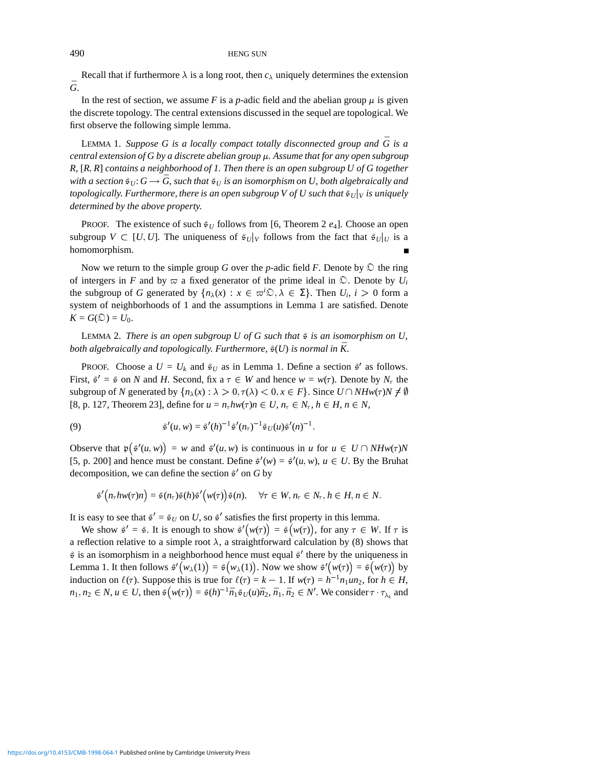Recall that if furthermore $\lambda$ is a long root, then $c_\lambda$ uniquely determines the extension $\bar{G}$.

In the rest of section, we assume $F$ is a $p$-adic field and the abelian group $\mu$ is given the discrete topology. The central extensions discussed in the sequel are topological. We first observe the following simple lemma.

LEMMA 1. *Suppose $G$ is a locally compact totally disconnected group and $\bar{G}$ is a central extension of $G$ by a discrete abelian group $\mu$. Assume that for any open subgroup $R$, $[R, R]$ contains a neighborhood of 1. Then there is an open subgroup $U$ of $G$ together with a section $\mathfrak{s}_U : G \longrightarrow \bar{G}$, such that $\mathfrak{s}_U$ is an isomorphism on $U$, both algebraically and topologically. Furthermore, there is an open subgroup $V$ of $U$ such that $\mathfrak{s}_U|_V$ is uniquely determined by the above property.*

PROOF. The existence of such $\mathfrak{s}_U$ follows from [6, Theorem 2 $e_4$]. Choose an open subgroup $V \subset [U, U]$. The uniqueness of $\mathfrak{s}_U|_V$ follows from the fact that $\mathfrak{s}_U|_U$ is a homomorphism. ∎

Now we return to the simple group $G$ over the $p$-adic field $F$. Denote by $\mathfrak{O}$ the ring of intergers in $F$ and by $\varpi$ a fixed generator of the prime ideal in $\mathfrak{O}$. Denote by $U_i$ the subgroup of $G$ generated by $\{n_\lambda(x) : x \in \varpi^i \mathfrak{O}, \lambda \in \Sigma\}$. Then $U_i$, $i > 0$ form a system of neighborhoods of 1 and the assumptions in Lemma 1 are satisfied. Denote $K = G(\mathfrak{O}) = U_0$.

LEMMA 2. *There is an open subgroup $U$ of $G$ such that $\mathfrak{s}$ is an isomorphism on $U$, both algebraically and topologically. Furthermore, $\mathfrak{s}(U)$ is normal in $\bar{K}$.*

PROOF. Choose a $U = U_k$ and $\mathfrak{s}_U$ as in Lemma 1. Define a section $\mathfrak{s}'$ as follows. First, $\mathfrak{s}' = \mathfrak{s}$ on $N$ and $H$. Second, fix a $\tau \in W$ and hence $w = w(\tau)$. Denote by $N_\tau$ the subgroup of $N$ generated by $\{n_\lambda(x) : \lambda > 0, \tau(\lambda) < 0, x \in F\}$. Since $U \cap NHw(\tau)N \neq \emptyset$ [8, p. 127, Theorem 23], define for $u = n_\tau h w(\tau) n \in U$, $n_\tau \in N_\tau$, $h \in H$, $n \in N$,

$$\mathfrak{s}'(u, w) = \mathfrak{s}'(h)^{-1} \mathfrak{s}'(n_\tau)^{-1} \mathfrak{s}_U(u) \mathfrak{s}'(n)^{-1}. \tag{9}$$

Observe that $\mathfrak{p}\big(\mathfrak{s}'(u, w)\big) = w$ and $\mathfrak{s}'(u, w)$ is continuous in $u$ for $u \in U \cap NHw(\tau)N$ [5, p. 200] and hence must be constant. Define $\mathfrak{s}'(w) = \mathfrak{s}'(u, w)$, $u \in U$. By the Bruhat decomposition, we can define the section $\mathfrak{s}'$ on $G$ by

$$\mathfrak{s}'\big(n_\tau h w(\tau) n\big) = \mathfrak{s}(n_\tau)\mathfrak{s}(h)\mathfrak{s}'\big(w(\tau)\big)\mathfrak{s}(n), \quad \forall \tau \in W, n_\tau \in N_\tau, h \in H, n \in N.$$

It is easy to see that $\mathfrak{s}' = \mathfrak{s}_U$ on $U$, so $\mathfrak{s}'$ satisfies the first property in this lemma.

We show $\mathfrak{s}' = \mathfrak{s}$. It is enough to show $\mathfrak{s}'\big(w(\tau)\big) = \mathfrak{s}\big(w(\tau)\big)$, for any $\tau \in W$. If $\tau$ is a reflection relative to a simple root $\lambda$, a straightforward calculation by (8) shows that $\mathfrak{s}$ is an isomorphism in a neighborhood hence must equal $\mathfrak{s}'$ there by the uniqueness in Lemma 1. It then follows $\mathfrak{s}'\big(w_\lambda(1)\big) = \mathfrak{s}\big(w_\lambda(1)\big)$. Now we show $\mathfrak{s}'\big(w(\tau)\big) = \mathfrak{s}\big(w(\tau)\big)$ by induction on $\ell(\tau)$. Suppose this is true for $\ell(\tau) = k - 1$. If $w(\tau) = h^{-1} n_1 u n_2$, for $h \in H$, $n_1, n_2 \in N$, $u \in U$, then $\mathfrak{s}\big(w(\tau)\big) = \mathfrak{s}(h)^{-1} \bar{n}_1 \mathfrak{s}_U(u) \bar{n}_2$, $\bar{n}_1, \bar{n}_2 \in N'$. We consider $\tau \cdot \tau_{\lambda_k}$ and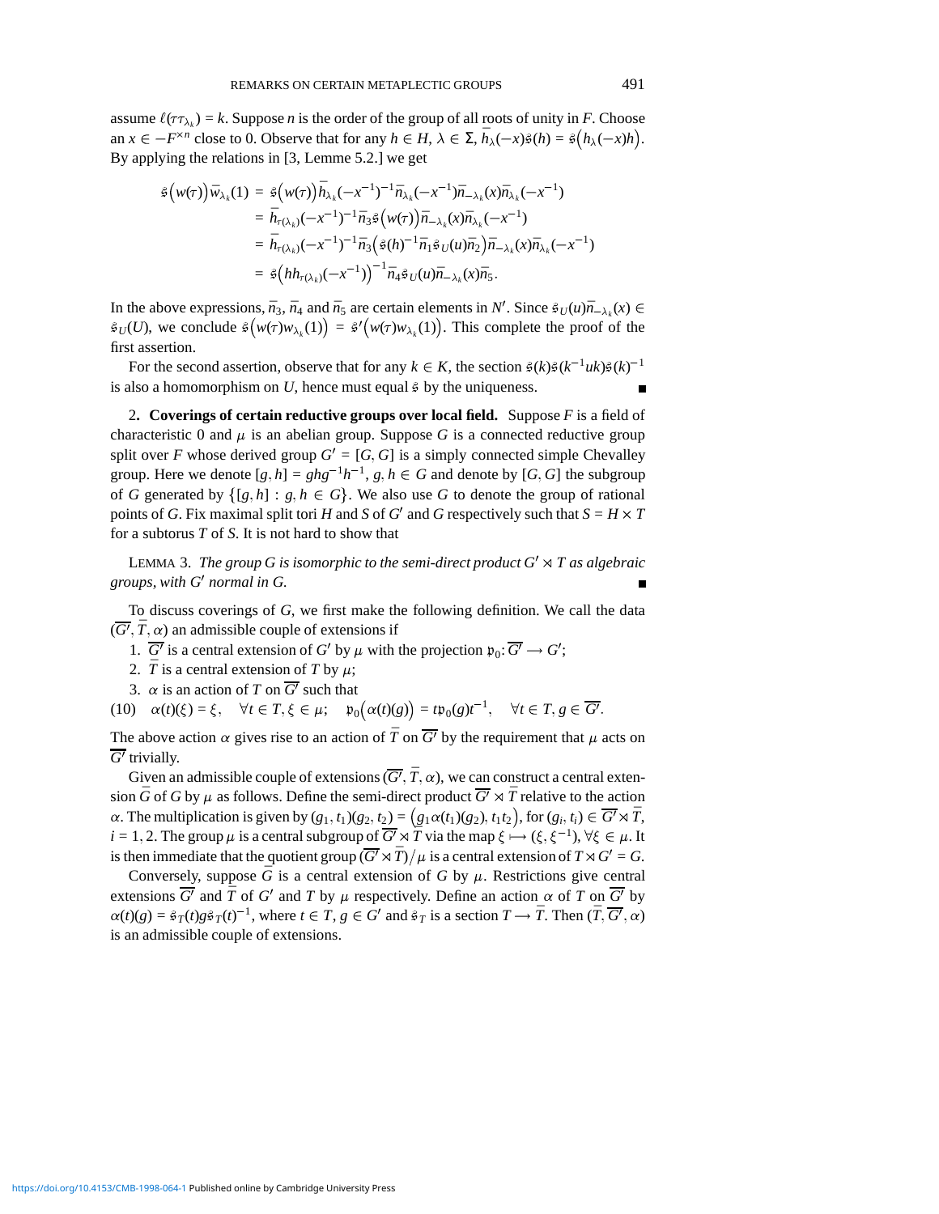assume $\ell(\tau\tau_{\lambda_k}) = k$. Suppose $n$ is the order of the group of all roots of unity in $F$. Choose an $x \in -F^{\times n}$ close to 0. Observe that for any $h \in H$, $\lambda \in \Sigma$, $\bar{h}_\lambda(-x)\mathfrak{s}(h) = \mathfrak{s}\big(h_\lambda(-x)h\big)$. By applying the relations in [3, Lemme 5.2.] we get

$$
\begin{aligned}
\mathfrak{s}\big(w(\tau)\big)\bar{w}_{\lambda_k}(1) &= \mathfrak{s}\big(w(\tau)\big)\bar{h}_{\lambda_k}(-x^{-1})^{-1}\bar{n}_{\lambda_k}(-x^{-1})\bar{n}_{-\lambda_k}(x)\bar{n}_{\lambda_k}(-x^{-1}) \\
&= \bar{h}_{\tau(\lambda_k)}(-x^{-1})^{-1}\bar{n}_3\mathfrak{s}\big(w(\tau)\big)\bar{n}_{-\lambda_k}(x)\bar{n}_{\lambda_k}(-x^{-1}) \\
&= \bar{h}_{\tau(\lambda_k)}(-x^{-1})^{-1}\bar{n}_3\big(\mathfrak{s}(h)^{-1}\bar{n}_1\mathfrak{s}_U(u)\bar{n}_2\big)\bar{n}_{-\lambda_k}(x)\bar{n}_{\lambda_k}(-x^{-1}) \\
&= \mathfrak{s}\big(hh_{\tau(\lambda_k)}(-x^{-1})\big)^{-1}\bar{n}_4\mathfrak{s}_U(u)\bar{n}_{-\lambda_k}(x)\bar{n}_5.
\end{aligned}
$$

In the above expressions, $\bar{n}_3$, $\bar{n}_4$ and $\bar{n}_5$ are certain elements in $N'$. Since $\mathfrak{s}_U(u)\bar{n}_{-\lambda_k}(x) \in \mathfrak{s}_U(U)$, we conclude $\mathfrak{s}\big(w(\tau)w_{\lambda_k}(1)\big) = \mathfrak{s}'\big(w(\tau)w_{\lambda_k}(1)\big)$. This complete the proof of the first assertion.

For the second assertion, observe that for any $k \in K$, the section $\mathfrak{s}(k)\mathfrak{s}(k^{-1}uk)\mathfrak{s}(k)^{-1}$ is also a homomorphism on $U$, hence must equal $\mathfrak{s}$ by the uniqueness. ∎

2**. Coverings of certain reductive groups over local field.** Suppose $F$ is a field of characteristic 0 and $\mu$ is an abelian group. Suppose $G$ is a connected reductive group split over $F$ whose derived group $G' = [G, G]$ is a simply connected simple Chevalley group. Here we denote $[g, h] = ghg^{-1}h^{-1}$, $g, h \in G$ and denote by $[G, G]$ the subgroup of $G$ generated by $\{[g, h] : g, h \in G\}$. We also use $G$ to denote the group of rational points of $G$. Fix maximal split tori $H$ and $S$ of $G'$ and $G$ respectively such that $S = H \times T$ for a subtorus $T$ of $S$. It is not hard to show that

LEMMA 3. *The group $G$ is isomorphic to the semi-direct product $G' \rtimes T$ as algebraic groups, with $G'$ normal in $G$.* ∎

To discuss coverings of $G$, we first make the following definition. We call the data $(\overline{G'}, \bar{T}, \alpha)$ an admissible couple of extensions if

1. $\overline{G'}$ is a central extension of $G'$ by $\mu$ with the projection $\mathfrak{p}_0 : \overline{G'} \longrightarrow G'$;
2. $\bar{T}$ is a central extension of $T$ by $\mu$;
3. $\alpha$ is an action of $T$ on $\overline{G'}$ such that

$$
(10) \quad \alpha(t)(\xi) = \xi, \quad \forall t \in T, \xi \in \mu; \quad \mathfrak{p}_0\big(\alpha(t)(g)\big) = t\mathfrak{p}_0(g)t^{-1}, \quad \forall t \in T, g \in \overline{G'}.
$$

The above action $\alpha$ gives rise to an action of $\bar{T}$ on $\overline{G'}$ by the requirement that $\mu$ acts on $\overline{G'}$ trivially.

Given an admissible couple of extensions $(\overline{G'}, \bar{T}, \alpha)$, we can construct a central extension $\bar{G}$ of $G$ by $\mu$ as follows. Define the semi-direct product $\overline{G'} \rtimes \bar{T}$ relative to the action $\alpha$. The multiplication is given by $(g_1, t_1)(g_2, t_2) = \big(g_1\alpha(t_1)(g_2), t_1t_2\big)$, for $(g_i, t_i) \in \overline{G'} \rtimes \bar{T}$, $i = 1, 2$. The group $\mu$ is a central subgroup of $\overline{G'} \rtimes \bar{T}$ via the map $\xi \longmapsto (\xi, \xi^{-1})$, $\forall \xi \in \mu$. It is then immediate that the quotient group $(\overline{G'} \rtimes \bar{T})/\mu$ is a central extension of $T \rtimes G' = G$.

Conversely, suppose $\bar{G}$ is a central extension of $G$ by $\mu$. Restrictions give central extensions $\overline{G'}$ and $\bar{T}$ of $G'$ and $T$ by $\mu$ respectively. Define an action $\alpha$ of $T$ on $\overline{G'}$ by $\alpha(t)(g) = \mathfrak{s}_T(t)g\mathfrak{s}_T(t)^{-1}$, where $t \in T$, $g \in G'$ and $\mathfrak{s}_T$ is a section $T \longrightarrow \bar{T}$. Then $(\bar{T}, \overline{G'}, \alpha)$ is an admissible couple of extensions.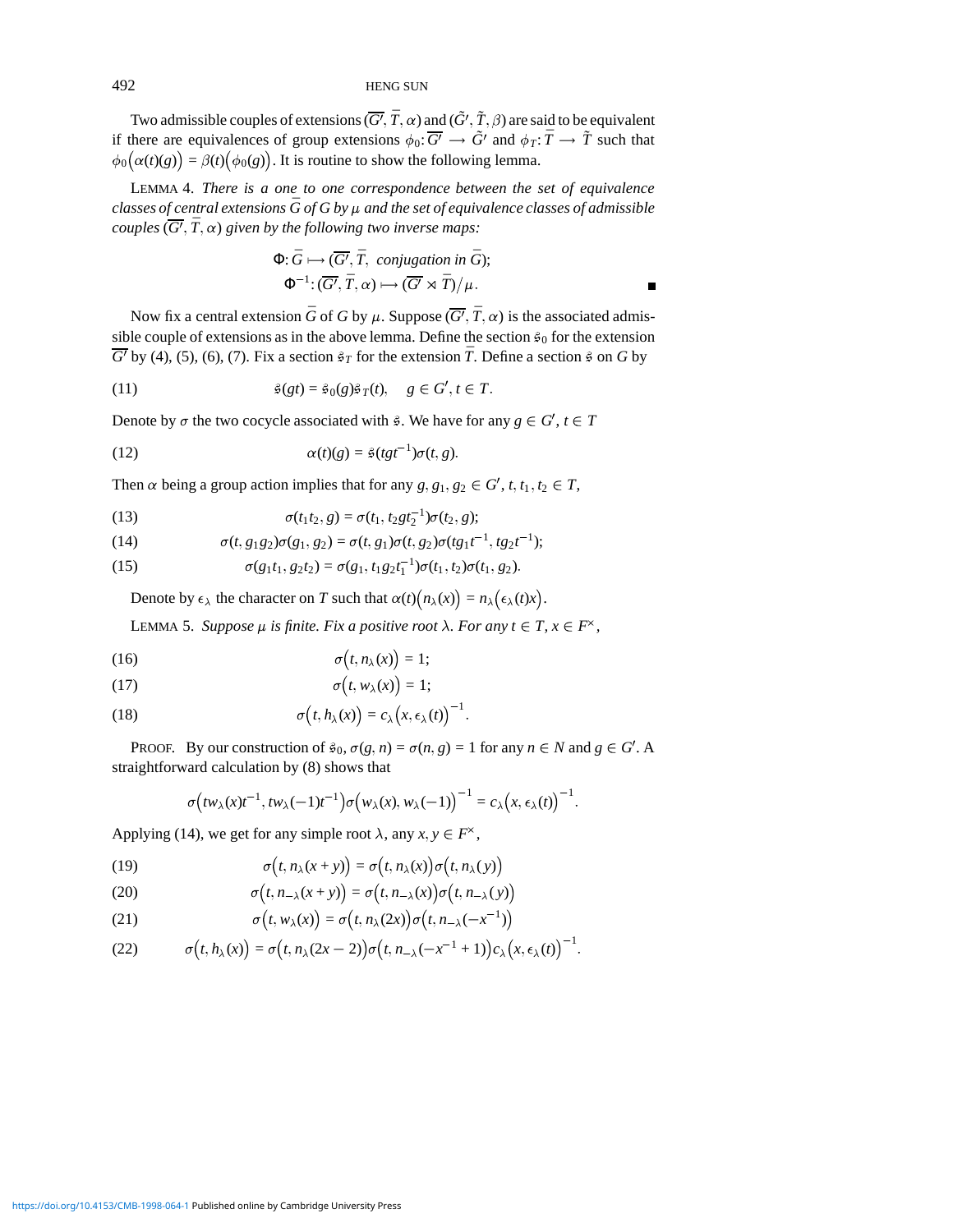Two admissible couples of extensions $(\overline{G'}, \bar{T}, \alpha)$ and $(\tilde{G}', \tilde{T}, \beta)$ are said to be equivalent if there are equivalences of group extensions $\phi_0 \colon \overline{G'} \longrightarrow \tilde{G}'$ and $\phi_T \colon \bar{T} \longrightarrow \tilde{T}$ such that $\phi_0\big(\alpha(t)(g)\big) = \beta(t)\big(\phi_0(g)\big)$. It is routine to show the following lemma.

LEMMA 4. *There is a one to one correspondence between the set of equivalence classes of central extensions $\bar{G}$ of $G$ by $\mu$ and the set of equivalence classes of admissible couples $(\overline{G'}, \bar{T}, \alpha)$ given by the following two inverse maps:*

$$\Phi \colon \bar{G} \longmapsto (\overline{G'}, \bar{T}, \text{ conjugation in } \bar{G});$$
$$\Phi^{-1} \colon (\overline{G'}, \bar{T}, \alpha) \longmapsto (\overline{G'} \rtimes \bar{T})/\mu.$$

∎

Now fix a central extension $\bar{G}$ of $G$ by $\mu$. Suppose $(\overline{G'}, \bar{T}, \alpha)$ is the associated admissible couple of extensions as in the above lemma. Define the section $\mathfrak{s}_0$ for the extension $\overline{G'}$ by (4), (5), (6), (7). Fix a section $\mathfrak{s}_T$ for the extension $\bar{T}$. Define a section $\mathfrak{s}$ on $G$ by

$$\mathfrak{s}(gt) = \mathfrak{s}_0(g)\mathfrak{s}_T(t), \quad g \in G', t \in T. \tag{11}$$

Denote by $\sigma$ the two cocycle associated with $\mathfrak{s}$. We have for any $g \in G'$, $t \in T$

$$\alpha(t)(g) = \mathfrak{s}(tgt^{-1})\sigma(t, g). \tag{12}$$

Then $\alpha$ being a group action implies that for any $g, g_1, g_2 \in G'$, $t, t_1, t_2 \in T$,

$$\sigma(t_1t_2, g) = \sigma(t_1, t_2gt_2^{-1})\sigma(t_2, g); \tag{13}$$

$$\sigma(t, g_1g_2)\sigma(g_1, g_2) = \sigma(t, g_1)\sigma(t, g_2)\sigma(tg_1t^{-1}, tg_2t^{-1}); \tag{14}$$

$$\sigma(g_1t_1, g_2t_2) = \sigma(g_1, t_1g_2t_1^{-1})\sigma(t_1, t_2)\sigma(t_1, g_2). \tag{15}$$

Denote by $\epsilon_\lambda$ the character on $T$ such that $\alpha(t)\big(n_\lambda(x)\big) = n_\lambda\big(\epsilon_\lambda(t)x\big)$.

LEMMA 5. *Suppose $\mu$ is finite. Fix a positive root $\lambda$. For any $t \in T$, $x \in F^\times$,*

$$\sigma\big(t, n_\lambda(x)\big) = 1; \tag{16}$$

$$\sigma\big(t, w_\lambda(x)\big) = 1; \tag{17}$$

$$\sigma\big(t, h_\lambda(x)\big) = c_\lambda\big(x, \epsilon_\lambda(t)\big)^{-1}. \tag{18}$$

PROOF. By our construction of $\mathfrak{s}_0$, $\sigma(g, n) = \sigma(n, g) = 1$ for any $n \in N$ and $g \in G'$. A straightforward calculation by (8) shows that

$$\sigma\big(tw_\lambda(x)t^{-1}, tw_\lambda(-1)t^{-1}\big)\sigma\big(w_\lambda(x), w_\lambda(-1)\big)^{-1} = c_\lambda\big(x, \epsilon_\lambda(t)\big)^{-1}.$$

Applying (14), we get for any simple root $\lambda$, any $x, y \in F^\times$,

$$\sigma\big(t, n_\lambda(x + y)\big) = \sigma\big(t, n_\lambda(x)\big)\sigma\big(t, n_\lambda(y)\big) \tag{19}$$

$$\sigma\big(t, n_{-\lambda}(x + y)\big) = \sigma\big(t, n_{-\lambda}(x)\big)\sigma\big(t, n_{-\lambda}(y)\big) \tag{20}$$

$$\sigma\big(t, w_\lambda(x)\big) = \sigma\big(t, n_\lambda(2x)\big)\sigma\big(t, n_{-\lambda}(-x^{-1})\big) \tag{21}$$

$$\sigma\big(t, h_\lambda(x)\big) = \sigma\big(t, n_\lambda(2x - 2)\big)\sigma\big(t, n_{-\lambda}(-x^{-1} + 1)\big)c_\lambda\big(x, \epsilon_\lambda(t)\big)^{-1}. \tag{22}$$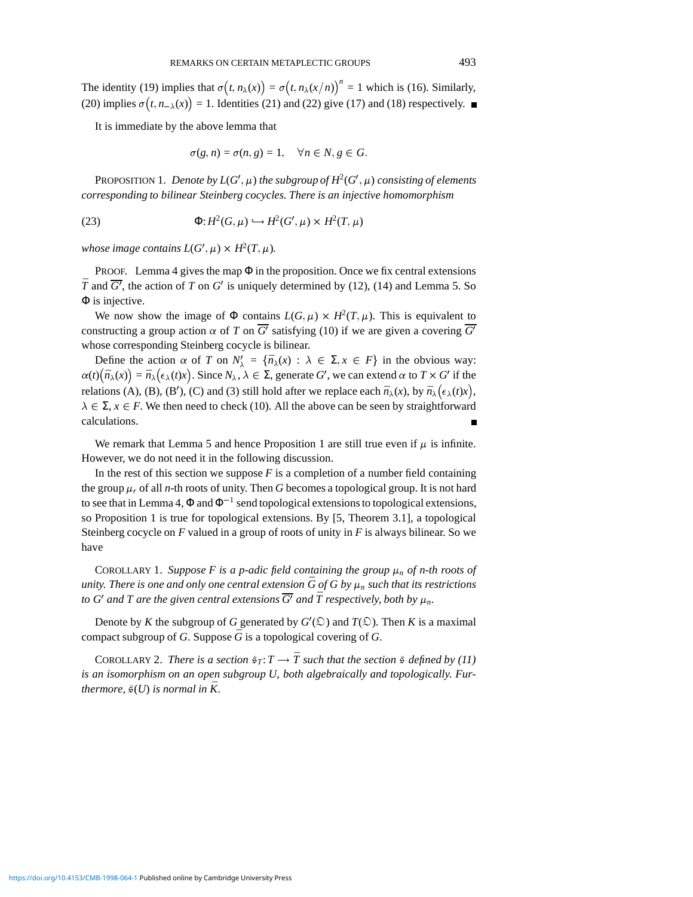The identity (19) implies that $\sigma\big(t, n_\lambda(x)\big) = \sigma\big(t, n_\lambda(x/n)\big)^n = 1$ which is (16). Similarly, (20) implies $\sigma\big(t, n_{-\lambda}(x)\big) = 1$. Identities (21) and (22) give (17) and (18) respectively. ∎

It is immediate by the above lemma that

$$\sigma(g, n) = \sigma(n, g) = 1, \quad \forall n \in N, g \in G.$$

PROPOSITION 1. *Denote by $L(G', \mu)$ the subgroup of $H^2(G', \mu)$ consisting of elements corresponding to bilinear Steinberg cocycles. There is an injective homomorphism*

$$\Phi: H^2(G, \mu) \hookrightarrow H^2(G', \mu) \times H^2(T, \mu) \tag{23}$$

*whose image contains $L(G', \mu) \times H^2(T, \mu)$.*

PROOF. Lemma 4 gives the map $\Phi$ in the proposition. Once we fix central extensions $\bar{T}$ and $\overline{G'}$, the action of $T$ on $G'$ is uniquely determined by (12), (14) and Lemma 5. So $\Phi$ is injective.

We now show the image of $\Phi$ contains $L(G, \mu) \times H^2(T, \mu)$. This is equivalent to constructing a group action $\alpha$ of $T$ on $\overline{G'}$ satisfying (10) if we are given a covering $\overline{G'}$ whose corresponding Steinberg cocycle is bilinear.

Define the action $\alpha$ of $T$ on $N'_\lambda = \{\bar{n}_\lambda(x) : \lambda \in \Sigma, x \in F\}$ in the obvious way: $\alpha(t)\big(\bar{n}_\lambda(x)\big) = \bar{n}_\lambda\big(\epsilon_\lambda(t)x\big)$. Since $N_\lambda, \lambda \in \Sigma$, generate $G'$, we can extend $\alpha$ to $T \times G'$ if the relations (A), (B), (B′), (C) and (3) still hold after we replace each $\bar{n}_\lambda(x)$, by $\bar{n}_\lambda\big(\epsilon_\lambda(t)x\big)$, $\lambda \in \Sigma$, $x \in F$. We then need to check (10). All the above can be seen by straightforward calculations. ∎

We remark that Lemma 5 and hence Proposition 1 are still true even if $\mu$ is infinite. However, we do not need it in the following discussion.

In the rest of this section we suppose $F$ is a completion of a number field containing the group $\mu_r$ of all $n$-th roots of unity. Then $G$ becomes a topological group. It is not hard to see that in Lemma 4, $\Phi$ and $\Phi^{-1}$ send topological extensions to topological extensions, so Proposition 1 is true for topological extensions. By [5, Theorem 3.1], a topological Steinberg cocycle on $F$ valued in a group of roots of unity in $F$ is always bilinear. So we have

COROLLARY 1. *Suppose $F$ is a $p$-adic field containing the group $\mu_n$ of $n$-th roots of unity. There is one and only one central extension $\bar{G}$ of $G$ by $\mu_n$ such that its restrictions to $G'$ and $T$ are the given central extensions $\overline{G'}$ and $\bar{T}$ respectively, both by $\mu_n$.*

Denote by $K$ the subgroup of $G$ generated by $G'(\mathfrak{O})$ and $T(\mathfrak{O})$. Then $K$ is a maximal compact subgroup of $G$. Suppose $\bar{G}$ is a topological covering of $G$.

COROLLARY 2. *There is a section $\mathfrak{s}_T: T \longrightarrow \bar{T}$ such that the section $\mathfrak{s}$ defined by (11) is an isomorphism on an open subgroup $U$, both algebraically and topologically. Furthermore, $\mathfrak{s}(U)$ is normal in $\bar{K}$.*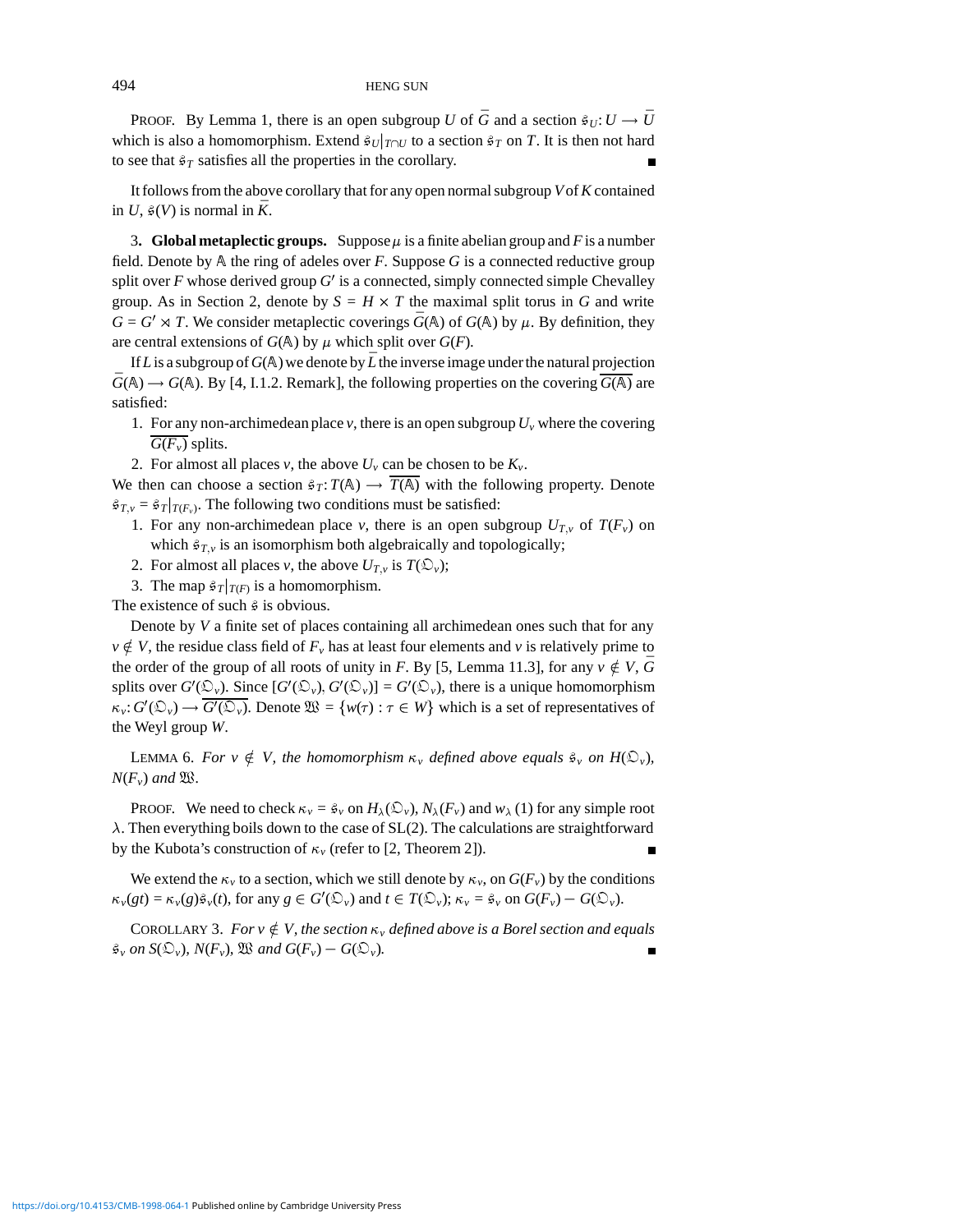PROOF. By Lemma 1, there is an open subgroup $U$ of $\bar{G}$ and a section $\mathfrak{s}_U \colon U \longrightarrow \bar{U}$ which is also a homomorphism. Extend $\mathfrak{s}_U|_{T \cap U}$ to a section $\mathfrak{s}_T$ on $T$. It is then not hard to see that $\mathfrak{s}_T$ satisfies all the properties in the corollary. ∎

It follows from the above corollary that for any open normal subgroup $V$ of $K$ contained in $U$, $\mathfrak{s}(V)$ is normal in $\bar{K}$.

3. **Global metaplectic groups.** Suppose $\mu$ is a finite abelian group and $F$ is a number field. Denote by $\mathbb{A}$ the ring of adeles over $F$. Suppose $G$ is a connected reductive group split over $F$ whose derived group $G'$ is a connected, simply connected simple Chevalley group. As in Section 2, denote by $S = H \times T$ the maximal split torus in $G$ and write $G = G' \rtimes T$. We consider metaplectic coverings $\bar{G}(\mathbb{A})$ of $G(\mathbb{A})$ by $\mu$. By definition, they are central extensions of $G(\mathbb{A})$ by $\mu$ which split over $G(F)$.

If $L$ is a subgroup of $G(\mathbb{A})$ we denote by $\bar{L}$ the inverse image under the natural projection $\bar{G}(\mathbb{A}) \longrightarrow G(\mathbb{A})$. By [4, I.1.2. Remark], the following properties on the covering $\overline{G(\mathbb{A})}$ are satisfied:

1. For any non-archimedean place $v$, there is an open subgroup $U_v$ where the covering $\overline{G(F_v)}$ splits.
2. For almost all places $v$, the above $U_v$ can be chosen to be $K_v$.

We then can choose a section $\mathfrak{s}_T \colon T(\mathbb{A}) \longrightarrow \overline{T(\mathbb{A})}$ with the following property. Denote $\mathfrak{s}_{T,v} = \mathfrak{s}_T|_{T(F_v)}$. The following two conditions must be satisfied:

1. For any non-archimedean place $v$, there is an open subgroup $U_{T,v}$ of $T(F_v)$ on which $\mathfrak{s}_{T,v}$ is an isomorphism both algebraically and topologically;
2. For almost all places $v$, the above $U_{T,v}$ is $T(\mathfrak{O}_v)$;
3. The map $\mathfrak{s}_T|_{T(F)}$ is a homomorphism.

The existence of such $\mathfrak{s}$ is obvious.

Denote by $V$ a finite set of places containing all archimedean ones such that for any $v \notin V$, the residue class field of $F_v$ has at least four elements and $v$ is relatively prime to the order of the group of all roots of unity in $F$. By [5, Lemma 11.3], for any $v \notin V$, $\bar{G}$ splits over $G'(\mathfrak{O}_v)$. Since $[G'(\mathfrak{O}_v), G'(\mathfrak{O}_v)] = G'(\mathfrak{O}_v)$, there is a unique homomorphism $\kappa_v \colon G'(\mathfrak{O}_v) \longrightarrow \overline{G'(\mathfrak{O}_v)}$. Denote $\mathfrak{W} = \{w(\tau) : \tau \in W\}$ which is a set of representatives of the Weyl group $W$.

LEMMA 6. *For $v \notin V$, the homomorphism $\kappa_v$ defined above equals $\mathfrak{s}_v$ on $H(\mathfrak{O}_v)$, $N(F_v)$ and $\mathfrak{W}$.*

PROOF. We need to check $\kappa_v = \mathfrak{s}_v$ on $H_\lambda(\mathfrak{O}_v)$, $N_\lambda(F_v)$ and $w_\lambda(1)$ for any simple root $\lambda$. Then everything boils down to the case of SL(2). The calculations are straightforward by the Kubota's construction of $\kappa_v$ (refer to [2, Theorem 2]). ∎

We extend the $\kappa_v$ to a section, which we still denote by $\kappa_v$, on $G(F_v)$ by the conditions $\kappa_v(gt) = \kappa_v(g)\mathfrak{s}_v(t)$, for any $g \in G'(\mathfrak{O}_v)$ and $t \in T(\mathfrak{O}_v)$; $\kappa_v = \mathfrak{s}_v$ on $G(F_v) - G(\mathfrak{O}_v)$.

COROLLARY 3. *For $v \notin V$, the section $\kappa_v$ defined above is a Borel section and equals $\mathfrak{s}_v$ on $S(\mathfrak{O}_v)$, $N(F_v)$, $\mathfrak{W}$ and $G(F_v) - G(\mathfrak{O}_v)$.* ∎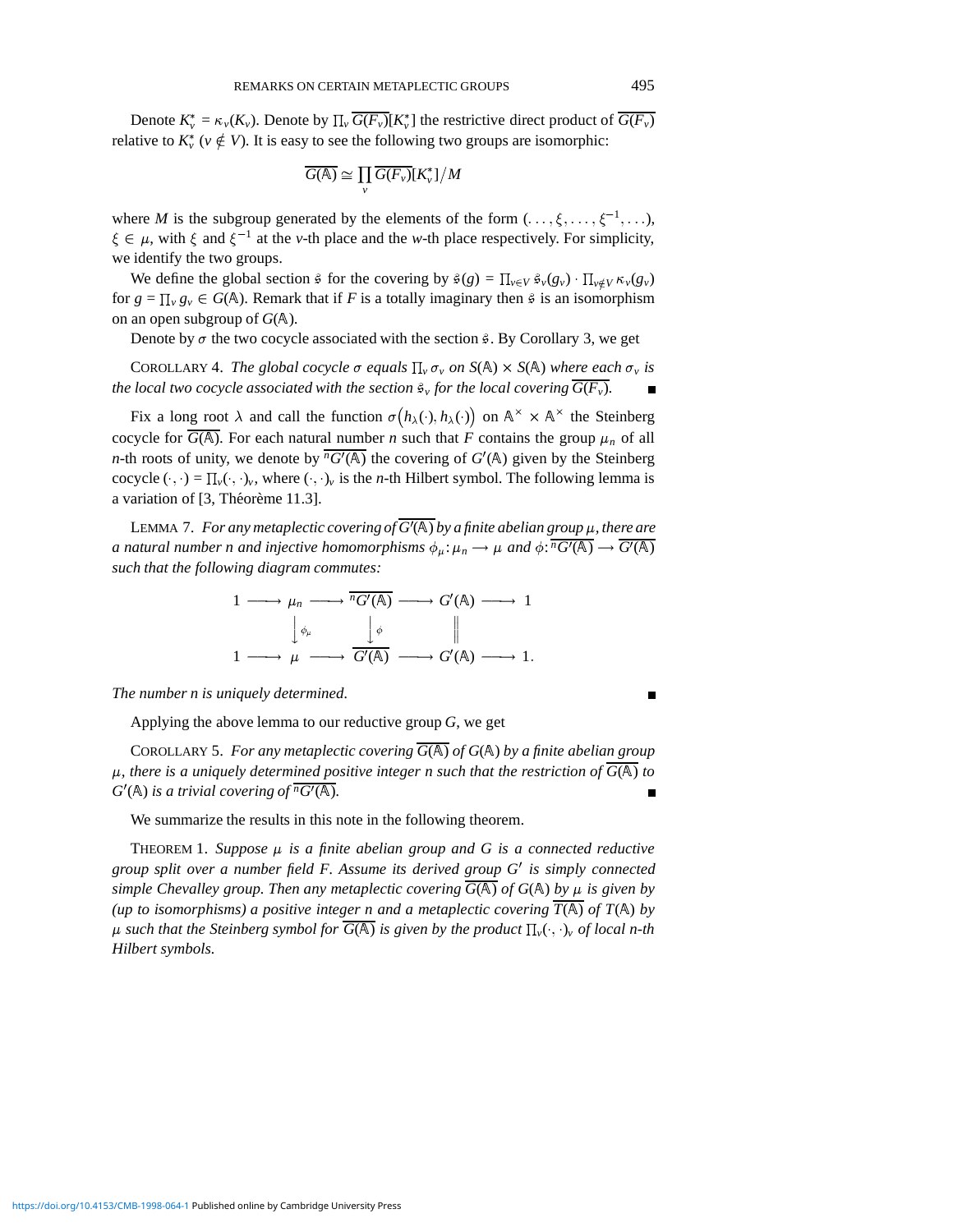Denote $K_v^* = \kappa_v(K_v)$. Denote by $\prod_v \overline{G(F_v)}[K_v^*]$ the restrictive direct product of $\overline{G(F_v)}$ relative to $K_v^*$ ($v \notin V$). It is easy to see the following two groups are isomorphic:

$$\overline{G(\mathbb{A})} \cong \prod_v \overline{G(F_v)}[K_v^*]\big/M$$

where $M$ is the subgroup generated by the elements of the form $(\ldots, \xi, \ldots, \xi^{-1}, \ldots)$, $\xi \in \mu$, with $\xi$ and $\xi^{-1}$ at the $v$-th place and the $w$-th place respectively. For simplicity, we identify the two groups.

We define the global section $\mathfrak{s}$ for the covering by $\mathfrak{s}(g) = \prod_{v \in V} \mathfrak{s}_v(g_v) \cdot \prod_{v \notin V} \kappa_v(g_v)$ for $g = \prod_v g_v \in G(\mathbb{A})$. Remark that if $F$ is a totally imaginary then $\mathfrak{s}$ is an isomorphism on an open subgroup of $G(\mathbb{A})$.

Denote by $\sigma$ the two cocycle associated with the section $\mathfrak{s}$. By Corollary 3, we get

COROLLARY 4. *The global cocycle $\sigma$ equals $\prod_v \sigma_v$ on $S(\mathbb{A}) \times S(\mathbb{A})$ where each $\sigma_v$ is the local two cocycle associated with the section $\mathfrak{s}_v$ for the local covering $\overline{G(F_v)}$.* ∎

Fix a long root $\lambda$ and call the function $\sigma\big(h_\lambda(\cdot), h_\lambda(\cdot)\big)$ on $\mathbb{A}^\times \times \mathbb{A}^\times$ the Steinberg cocycle for $\overline{G(\mathbb{A})}$. For each natural number $n$ such that $F$ contains the group $\mu_n$ of all $n$-th roots of unity, we denote by $\overline{{}^nG'(\mathbb{A})}$ the covering of $G'(\mathbb{A})$ given by the Steinberg cocycle $(\cdot,\cdot) = \prod_v (\cdot,\cdot)_v$, where $(\cdot,\cdot)_v$ is the $n$-th Hilbert symbol. The following lemma is a variation of [3, Théorème 11.3].

LEMMA 7. *For any metaplectic covering of $\overline{G'(\mathbb{A})}$ by a finite abelian group $\mu$, there are a natural number $n$ and injective homomorphisms $\phi_\mu\colon \mu_n \longrightarrow \mu$ and $\phi\colon \overline{{}^nG'(\mathbb{A})} \longrightarrow \overline{G'(\mathbb{A})}$ such that the following diagram commutes:*

$$\begin{array}{ccccccccc}
1 & \longrightarrow & \mu_n & \longrightarrow & \overline{{}^nG'(\mathbb{A})} & \longrightarrow & G'(\mathbb{A}) & \longrightarrow & 1 \\
 & & \big\downarrow{\scriptstyle \phi_\mu} & & \big\downarrow{\scriptstyle \phi} & & \big\| & & \\
1 & \longrightarrow & \mu & \longrightarrow & \overline{G'(\mathbb{A})} & \longrightarrow & G'(\mathbb{A}) & \longrightarrow & 1.
\end{array}$$

*The number $n$ is uniquely determined.* ∎

Applying the above lemma to our reductive group $G$, we get

COROLLARY 5. *For any metaplectic covering $\overline{G(\mathbb{A})}$ of $G(\mathbb{A})$ by a finite abelian group $\mu$, there is a uniquely determined positive integer $n$ such that the restriction of $\overline{G(\mathbb{A})}$ to $G'(\mathbb{A})$ is a trivial covering of $\overline{{}^nG'(\mathbb{A})}$.* ∎

We summarize the results in this note in the following theorem.

THEOREM 1. *Suppose $\mu$ is a finite abelian group and $G$ is a connected reductive group split over a number field $F$. Assume its derived group $G'$ is simply connected simple Chevalley group. Then any metaplectic covering $\overline{G(\mathbb{A})}$ of $G(\mathbb{A})$ by $\mu$ is given by (up to isomorphisms) a positive integer $n$ and a metaplectic covering $\overline{T(\mathbb{A})}$ of $T(\mathbb{A})$ by $\mu$ such that the Steinberg symbol for $\overline{G(\mathbb{A})}$ is given by the product $\prod_v (\cdot,\cdot)_v$ of local $n$-th Hilbert symbols.*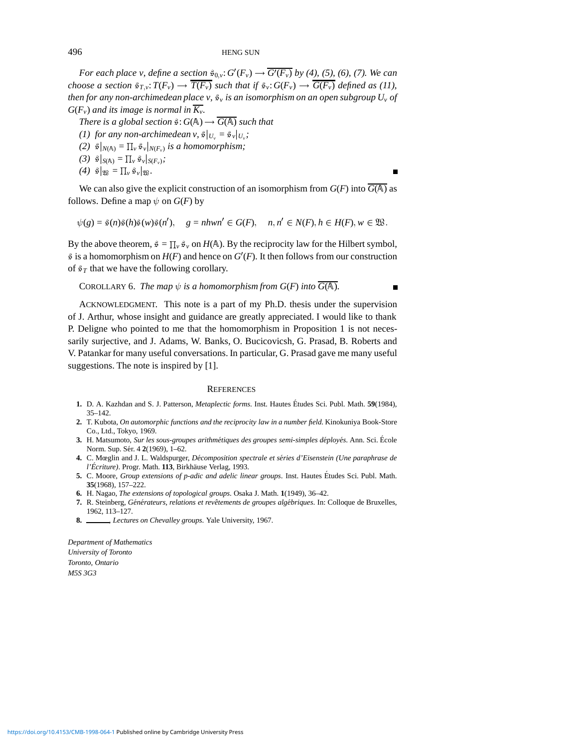*For each place $v$, define a section $\mathfrak{s}_{0,v}\colon G'(F_v) \longrightarrow \overline{G'(F_v)}$ by (4), (5), (6), (7). We can choose a section $\mathfrak{s}_{T,v}\colon T(F_v) \longrightarrow \overline{T(F_v)}$ such that if $\mathfrak{s}_v\colon G(F_v) \longrightarrow \overline{G(F_v)}$ defined as (11), then for any non-archimedean place $v$, $\mathfrak{s}_v$ is an isomorphism on an open subgroup $U_v$ of $G(F_v)$ and its image is normal in $\overline{K_v}$.*

*There is a global section $\mathfrak{s}\colon G(\mathbb{A}) \longrightarrow \overline{G(\mathbb{A})}$ such that*

*(1) for any non-archimedean $v$, $\mathfrak{s}|_{U_v} = \mathfrak{s}_v|_{U_v}$;*

*(2) $\mathfrak{s}|_{N(\mathbb{A})} = \prod_v \mathfrak{s}_v|_{N(F_v)}$ is a homomorphism;*

*(3) $\mathfrak{s}|_{S(\mathbb{A})} = \prod_v \mathfrak{s}_v|_{S(F_v)}$;*

*(4) $\mathfrak{s}|_{\mathfrak{W}} = \prod_v \mathfrak{s}_v|_{\mathfrak{W}}$.* ■

We can also give the explicit construction of an isomorphism from $G(F)$ into $\overline{G(\mathbb{A})}$ as follows. Define a map $\psi$ on $G(F)$ by

$$\psi(g) = \mathfrak{s}(n)\mathfrak{s}(h)\mathfrak{s}(w)\mathfrak{s}(n'), \quad g = nhwn' \in G(F), \quad n, n' \in N(F), h \in H(F), w \in \mathfrak{W}.$$

By the above theorem, $\mathfrak{s} = \prod_v \mathfrak{s}_v$ on $H(\mathbb{A})$. By the reciprocity law for the Hilbert symbol, $\mathfrak{s}$ is a homomorphism on $H(F)$ and hence on $G'(F)$. It then follows from our construction of $\mathfrak{s}_T$ that we have the following corollary.

COROLLARY 6. *The map $\psi$ is a homomorphism from $G(F)$ into $\overline{G(\mathbb{A})}$.* ■

ACKNOWLEDGMENT. This note is a part of my Ph.D. thesis under the supervision of J. Arthur, whose insight and guidance are greatly appreciated. I would like to thank P. Deligne who pointed to me that the homomorphism in Proposition 1 is not necessarily surjective, and J. Adams, W. Banks, O. Bucicovicsh, G. Prasad, B. Roberts and V. Patankar for many useful conversations. In particular, G. Prasad gave me many useful suggestions. The note is inspired by [1].

## REFERENCES

1. D. A. Kazhdan and S. J. Patterson, *Metaplectic forms*. Inst. Hautes Études Sci. Publ. Math. **59**(1984), 35–142.
2. T. Kubota, *On automorphic functions and the reciprocity law in a number field*. Kinokuniya Book-Store Co., Ltd., Tokyo, 1969.
3. H. Matsumoto, *Sur les sous-groupes arithmétiques des groupes semi-simples déployés*. Ann. Sci. École Norm. Sup. Sér. 4 **2**(1969), 1–62.
4. C. Mœglin and J. L. Waldspurger, *Décomposition spectrale et séries d'Eisenstein (Une paraphrase de l'Écriture)*. Progr. Math. **113**, Birkhäuse Verlag, 1993.
5. C. Moore, *Group extensions of p-adic and adelic linear groups*. Inst. Hautes Études Sci. Publ. Math. **35**(1968), 157–222.
6. H. Nagao, *The extensions of topological groups*. Osaka J. Math. **1**(1949), 36–42.
7. R. Steinberg, *Générateurs, relations et revêtements de groupes algébriques*. In: Colloque de Bruxelles, 1962, 113–127.
8. ______, *Lectures on Chevalley groups*. Yale University, 1967.

*Department of Mathematics*
*University of Toronto*
*Toronto, Ontario*
*M5S 3G3*